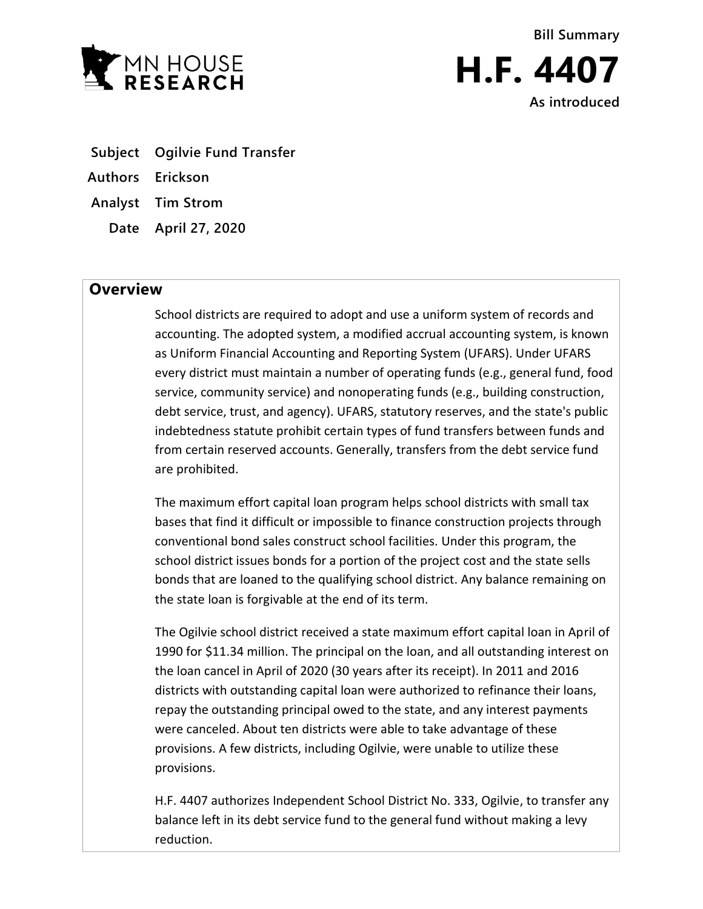**MN HOUSE RESEARCH**

Bill Summary

# H.F. 4407

As introduced

| | |
|---|---|
| **Subject** | **Ogilvie Fund Transfer** |
| **Authors** | **Erickson** |
| **Analyst** | **Tim Strom** |
| **Date** | **April 27, 2020** |

## Overview

School districts are required to adopt and use a uniform system of records and accounting. The adopted system, a modified accrual accounting system, is known as Uniform Financial Accounting and Reporting System (UFARS). Under UFARS every district must maintain a number of operating funds (e.g., general fund, food service, community service) and nonoperating funds (e.g., building construction, debt service, trust, and agency). UFARS, statutory reserves, and the state's public indebtedness statute prohibit certain types of fund transfers between funds and from certain reserved accounts. Generally, transfers from the debt service fund are prohibited.

The maximum effort capital loan program helps school districts with small tax bases that find it difficult or impossible to finance construction projects through conventional bond sales construct school facilities. Under this program, the school district issues bonds for a portion of the project cost and the state sells bonds that are loaned to the qualifying school district. Any balance remaining on the state loan is forgivable at the end of its term.

The Ogilvie school district received a state maximum effort capital loan in April of 1990 for $11.34 million. The principal on the loan, and all outstanding interest on the loan cancel in April of 2020 (30 years after its receipt). In 2011 and 2016 districts with outstanding capital loan were authorized to refinance their loans, repay the outstanding principal owed to the state, and any interest payments were canceled. About ten districts were able to take advantage of these provisions. A few districts, including Ogilvie, were unable to utilize these provisions.

H.F. 4407 authorizes Independent School District No. 333, Ogilvie, to transfer any balance left in its debt service fund to the general fund without making a levy reduction.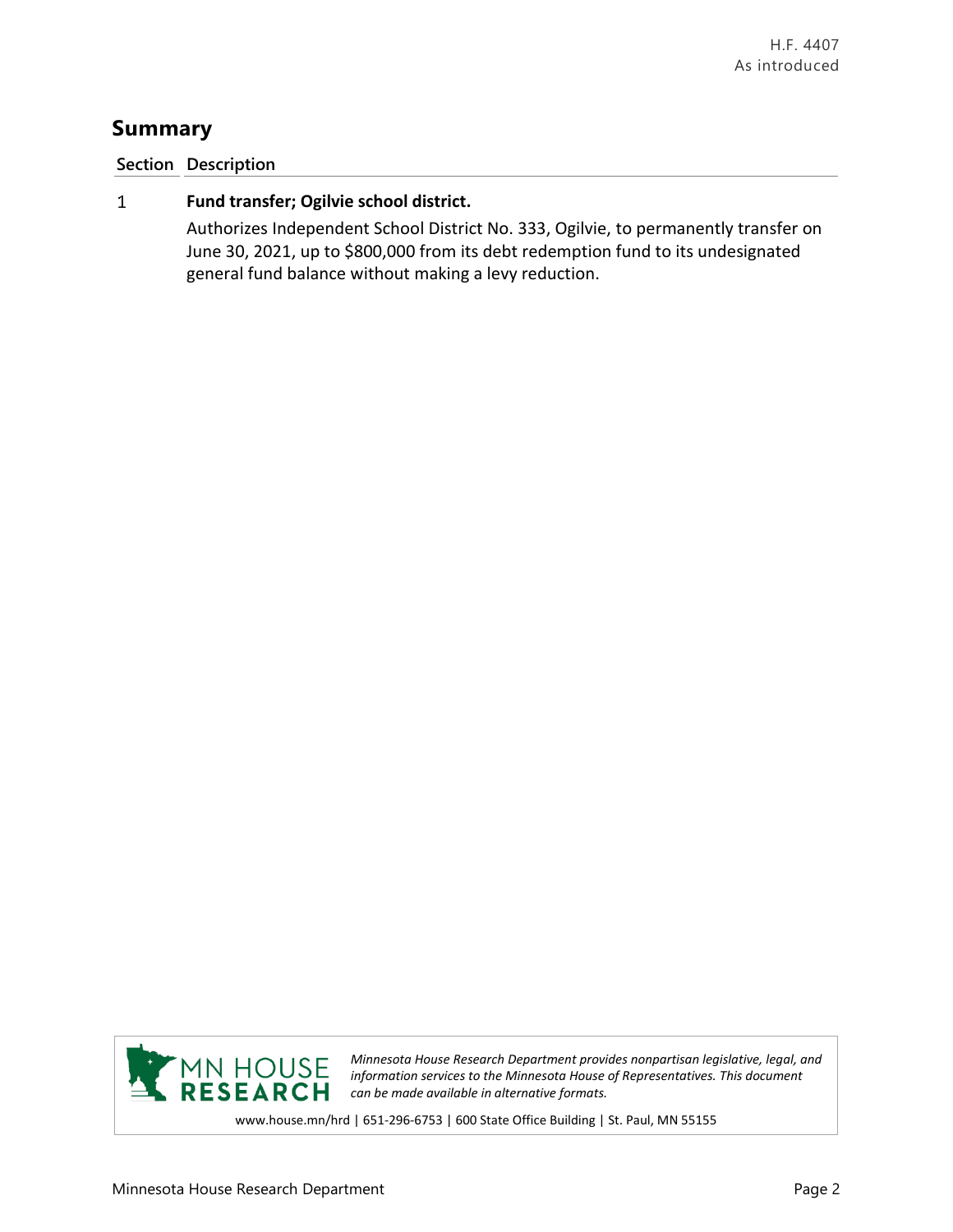## Summary

| Section | Description |
|---|---|
| 1 | **Fund transfer; Ogilvie school district.** Authorizes Independent School District No. 333, Ogilvie, to permanently transfer on June 30, 2021, up to $800,000 from its debt redemption fund to its undesignated general fund balance without making a levy reduction. |

*Minnesota House Research Department provides nonpartisan legislative, legal, and information services to the Minnesota House of Representatives. This document can be made available in alternative formats.*

www.house.mn/hrd | 651-296-6753 | 600 State Office Building | St. Paul, MN 55155